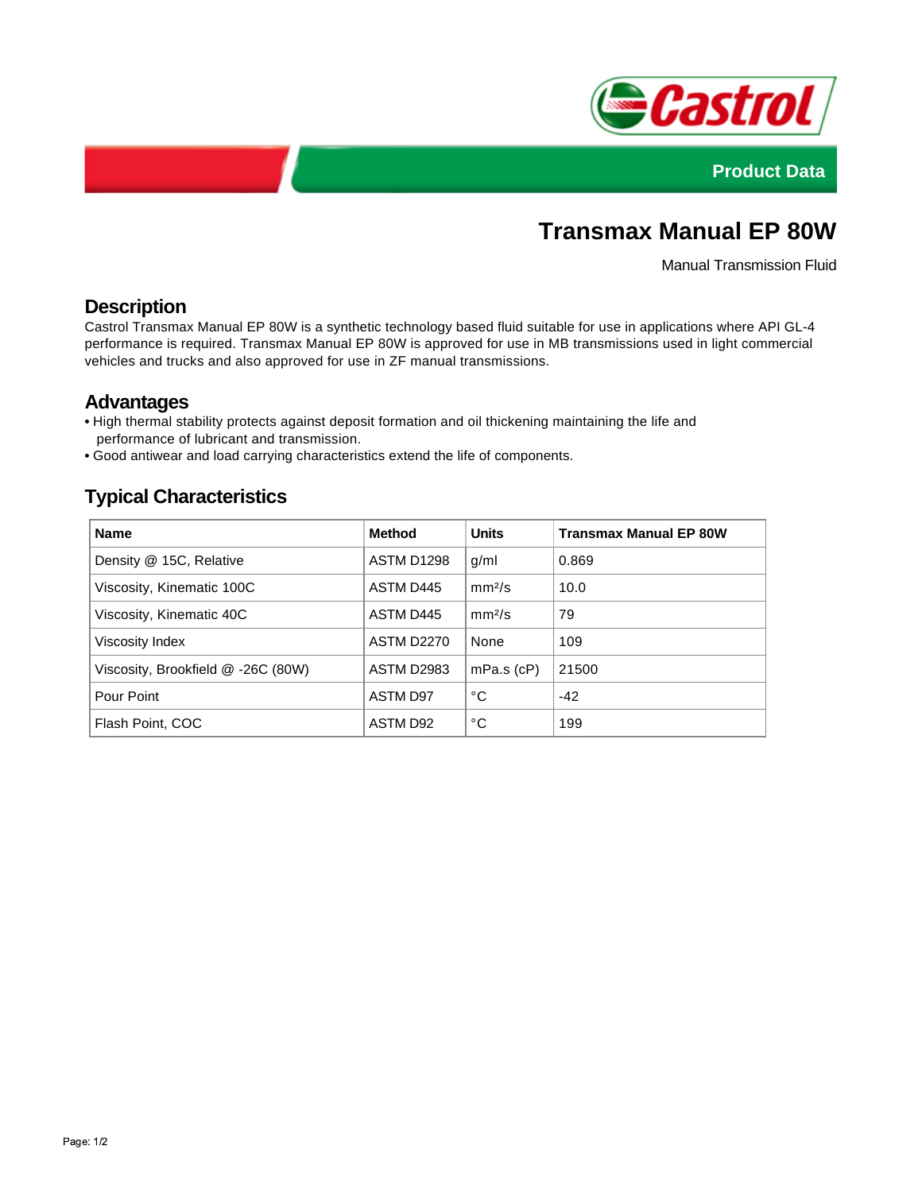Product Data

# Transmax Manual EP 80W

Manual Transmission Fluid

## Description

Castrol Transmax Manual EP 80W is a synthetic technology based fluid suitable for use in applications where API GL-4 performance is required. Transmax Manual EP 80W is approved for use in MB transmissions used in light commercial vehicles and trucks and also approved for use in ZF manual transmissions.

## Advantages

- High thermal stability protects against deposit formation and oil thickening maintaining the life and performance of lubricant and transmission.
- Good antiwear and load carrying characteristics extend the life of components.

## Typical Characteristics

| Name | Method | Units | Transmax Manual EP 80W |
|---|---|---|---|
| Density @ 15C, Relative | ASTM D1298 | g/ml | 0.869 |
| Viscosity, Kinematic 100C | ASTM D445 | $mm^2/s$ | 10.0 |
| Viscosity, Kinematic 40C | ASTM D445 | $mm^2/s$ | 79 |
| Viscosity Index | ASTM D2270 | None | 109 |
| Viscosity, Brookfield @ -26C (80W) | ASTM D2983 | mPa.s (cP) | 21500 |
| Pour Point | ASTM D97 | °C | -42 |
| Flash Point, COC | ASTM D92 | °C | 199 |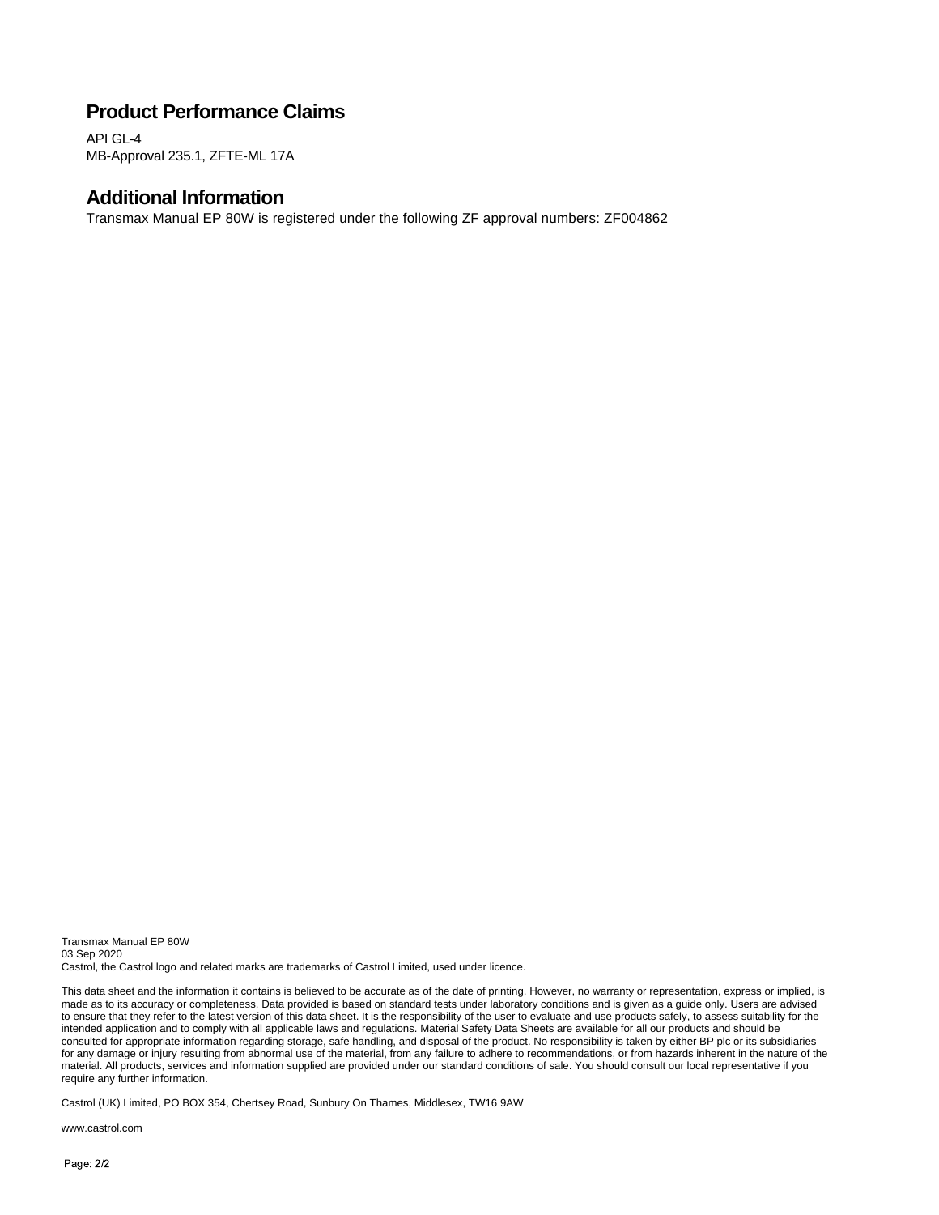## Product Performance Claims

API GL-4
MB-Approval 235.1, ZFTE-ML 17A

## Additional Information

Transmax Manual EP 80W is registered under the following ZF approval numbers: ZF004862

Transmax Manual EP 80W
03 Sep 2020
Castrol, the Castrol logo and related marks are trademarks of Castrol Limited, used under licence.

This data sheet and the information it contains is believed to be accurate as of the date of printing. However, no warranty or representation, express or implied, is made as to its accuracy or completeness. Data provided is based on standard tests under laboratory conditions and is given as a guide only. Users are advised to ensure that they refer to the latest version of this data sheet. It is the responsibility of the user to evaluate and use products safely, to assess suitability for the intended application and to comply with all applicable laws and regulations. Material Safety Data Sheets are available for all our products and should be consulted for appropriate information regarding storage, safe handling, and disposal of the product. No responsibility is taken by either BP plc or its subsidiaries for any damage or injury resulting from abnormal use of the material, from any failure to adhere to recommendations, or from hazards inherent in the nature of the material. All products, services and information supplied are provided under our standard conditions of sale. You should consult our local representative if you require any further information.

Castrol (UK) Limited, PO BOX 354, Chertsey Road, Sunbury On Thames, Middlesex, TW16 9AW

www.castrol.com